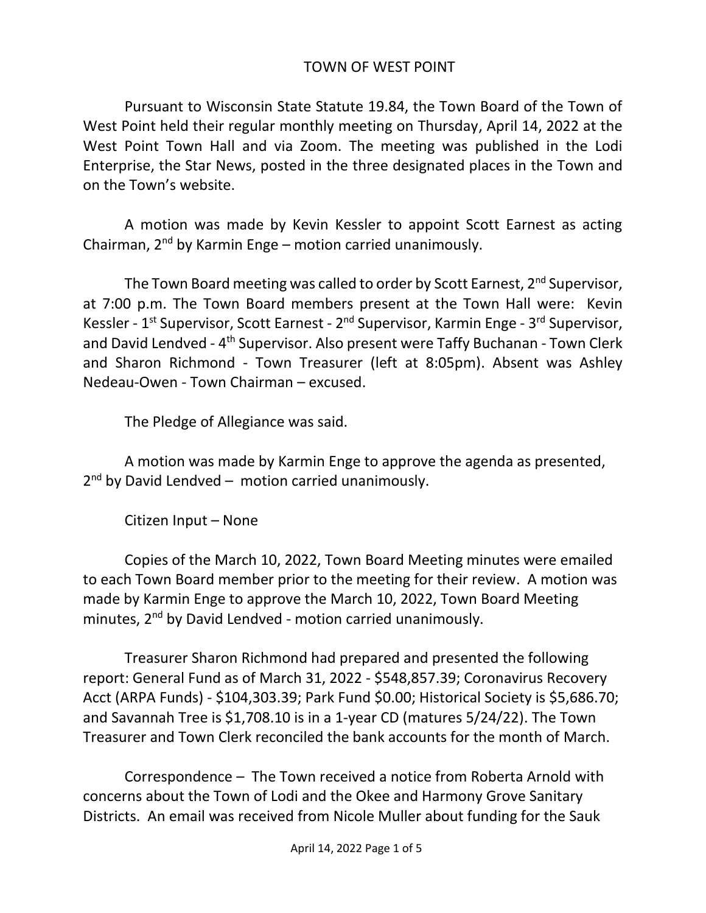# TOWN OF WEST POINT

Pursuant to Wisconsin State Statute 19.84, the Town Board of the Town of West Point held their regular monthly meeting on Thursday, April 14, 2022 at the West Point Town Hall and via Zoom. The meeting was published in the Lodi Enterprise, the Star News, posted in the three designated places in the Town and on the Town's website.

A motion was made by Kevin Kessler to appoint Scott Earnest as acting Chairman, 2nd by Karmin Enge – motion carried unanimously.

The Town Board meeting was called to order by Scott Earnest, 2nd Supervisor, at 7:00 p.m. The Town Board members present at the Town Hall were: Kevin Kessler - 1st Supervisor, Scott Earnest - 2nd Supervisor, Karmin Enge - 3rd Supervisor, and David Lendved - 4th Supervisor. Also present were Taffy Buchanan - Town Clerk and Sharon Richmond - Town Treasurer (left at 8:05pm). Absent was Ashley Nedeau-Owen - Town Chairman – excused.

The Pledge of Allegiance was said.

A motion was made by Karmin Enge to approve the agenda as presented, 2nd by David Lendved – motion carried unanimously.

Citizen Input – None

Copies of the March 10, 2022, Town Board Meeting minutes were emailed to each Town Board member prior to the meeting for their review. A motion was made by Karmin Enge to approve the March 10, 2022, Town Board Meeting minutes, 2nd by David Lendved - motion carried unanimously.

Treasurer Sharon Richmond had prepared and presented the following report: General Fund as of March 31, 2022 - $548,857.39; Coronavirus Recovery Acct (ARPA Funds) - $104,303.39; Park Fund $0.00; Historical Society is $5,686.70; and Savannah Tree is $1,708.10 is in a 1-year CD (matures 5/24/22). The Town Treasurer and Town Clerk reconciled the bank accounts for the month of March.

Correspondence – The Town received a notice from Roberta Arnold with concerns about the Town of Lodi and the Okee and Harmony Grove Sanitary Districts. An email was received from Nicole Muller about funding for the Sauk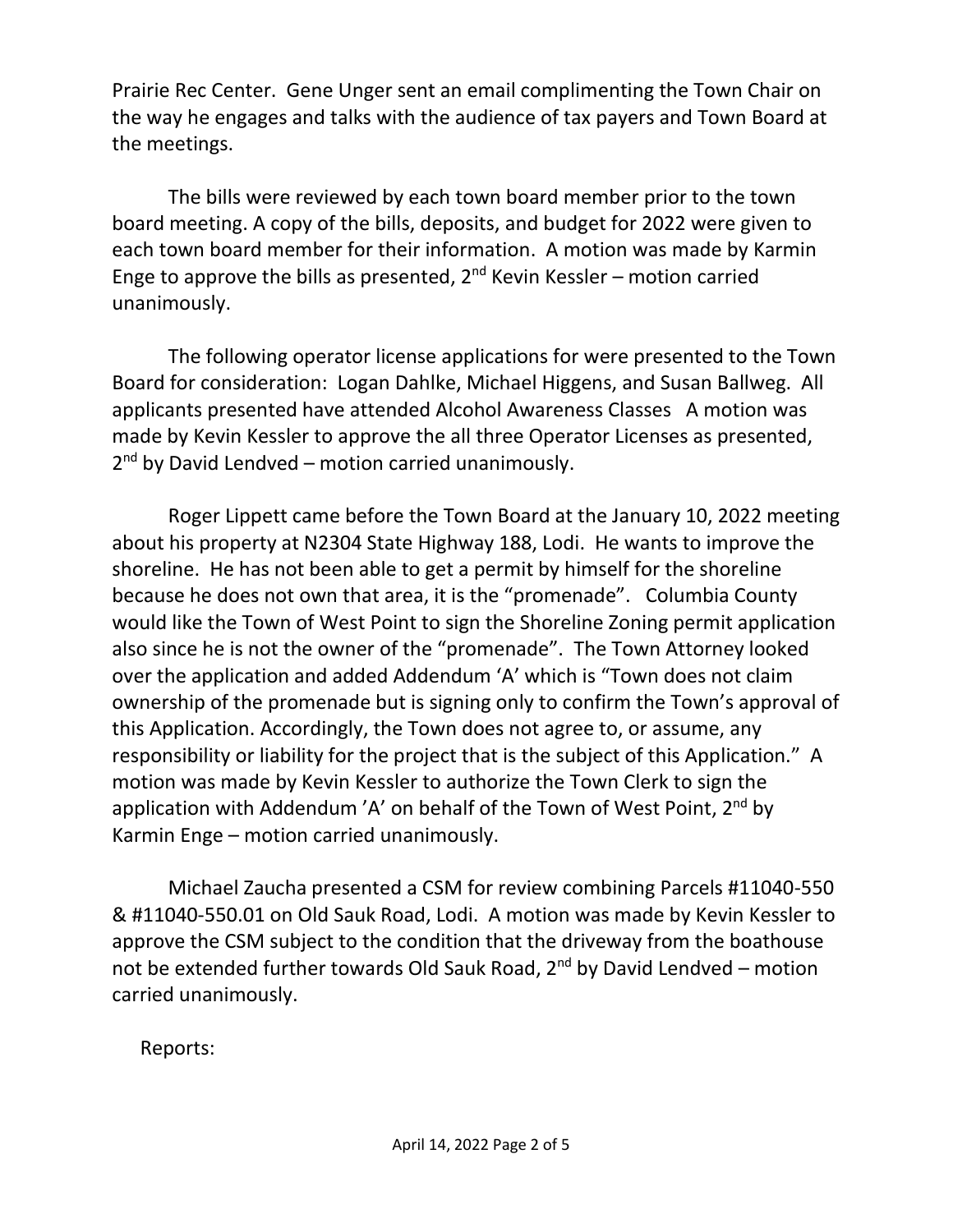Prairie Rec Center. Gene Unger sent an email complimenting the Town Chair on the way he engages and talks with the audience of tax payers and Town Board at the meetings.

The bills were reviewed by each town board member prior to the town board meeting. A copy of the bills, deposits, and budget for 2022 were given to each town board member for their information. A motion was made by Karmin Enge to approve the bills as presented, 2nd Kevin Kessler – motion carried unanimously.

The following operator license applications for were presented to the Town Board for consideration: Logan Dahlke, Michael Higgens, and Susan Ballweg. All applicants presented have attended Alcohol Awareness Classes A motion was made by Kevin Kessler to approve the all three Operator Licenses as presented, 2nd by David Lendved – motion carried unanimously.

Roger Lippett came before the Town Board at the January 10, 2022 meeting about his property at N2304 State Highway 188, Lodi. He wants to improve the shoreline. He has not been able to get a permit by himself for the shoreline because he does not own that area, it is the "promenade". Columbia County would like the Town of West Point to sign the Shoreline Zoning permit application also since he is not the owner of the "promenade". The Town Attorney looked over the application and added Addendum 'A' which is "Town does not claim ownership of the promenade but is signing only to confirm the Town's approval of this Application. Accordingly, the Town does not agree to, or assume, any responsibility or liability for the project that is the subject of this Application." A motion was made by Kevin Kessler to authorize the Town Clerk to sign the application with Addendum 'A' on behalf of the Town of West Point, 2nd by Karmin Enge – motion carried unanimously.

Michael Zaucha presented a CSM for review combining Parcels #11040-550 & #11040-550.01 on Old Sauk Road, Lodi. A motion was made by Kevin Kessler to approve the CSM subject to the condition that the driveway from the boathouse not be extended further towards Old Sauk Road, 2nd by David Lendved – motion carried unanimously.

Reports: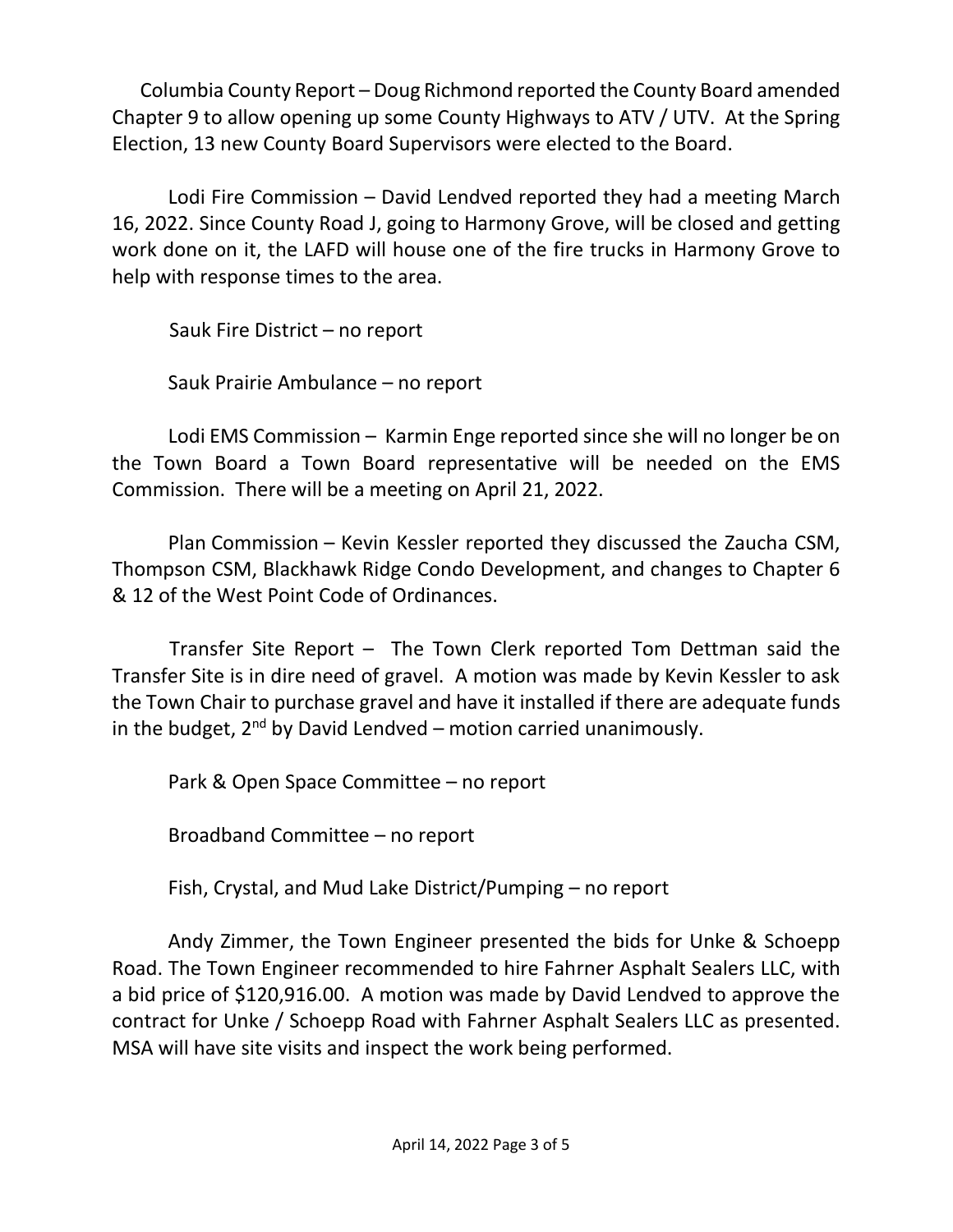Columbia County Report – Doug Richmond reported the County Board amended Chapter 9 to allow opening up some County Highways to ATV / UTV. At the Spring Election, 13 new County Board Supervisors were elected to the Board.

Lodi Fire Commission – David Lendved reported they had a meeting March 16, 2022. Since County Road J, going to Harmony Grove, will be closed and getting work done on it, the LAFD will house one of the fire trucks in Harmony Grove to help with response times to the area.

Sauk Fire District – no report

Sauk Prairie Ambulance – no report

Lodi EMS Commission – Karmin Enge reported since she will no longer be on the Town Board a Town Board representative will be needed on the EMS Commission. There will be a meeting on April 21, 2022.

Plan Commission – Kevin Kessler reported they discussed the Zaucha CSM, Thompson CSM, Blackhawk Ridge Condo Development, and changes to Chapter 6 & 12 of the West Point Code of Ordinances.

Transfer Site Report – The Town Clerk reported Tom Dettman said the Transfer Site is in dire need of gravel. A motion was made by Kevin Kessler to ask the Town Chair to purchase gravel and have it installed if there are adequate funds in the budget, 2nd by David Lendved – motion carried unanimously.

Park & Open Space Committee – no report

Broadband Committee – no report

Fish, Crystal, and Mud Lake District/Pumping – no report

Andy Zimmer, the Town Engineer presented the bids for Unke & Schoepp Road. The Town Engineer recommended to hire Fahrner Asphalt Sealers LLC, with a bid price of $120,916.00. A motion was made by David Lendved to approve the contract for Unke / Schoepp Road with Fahrner Asphalt Sealers LLC as presented. MSA will have site visits and inspect the work being performed.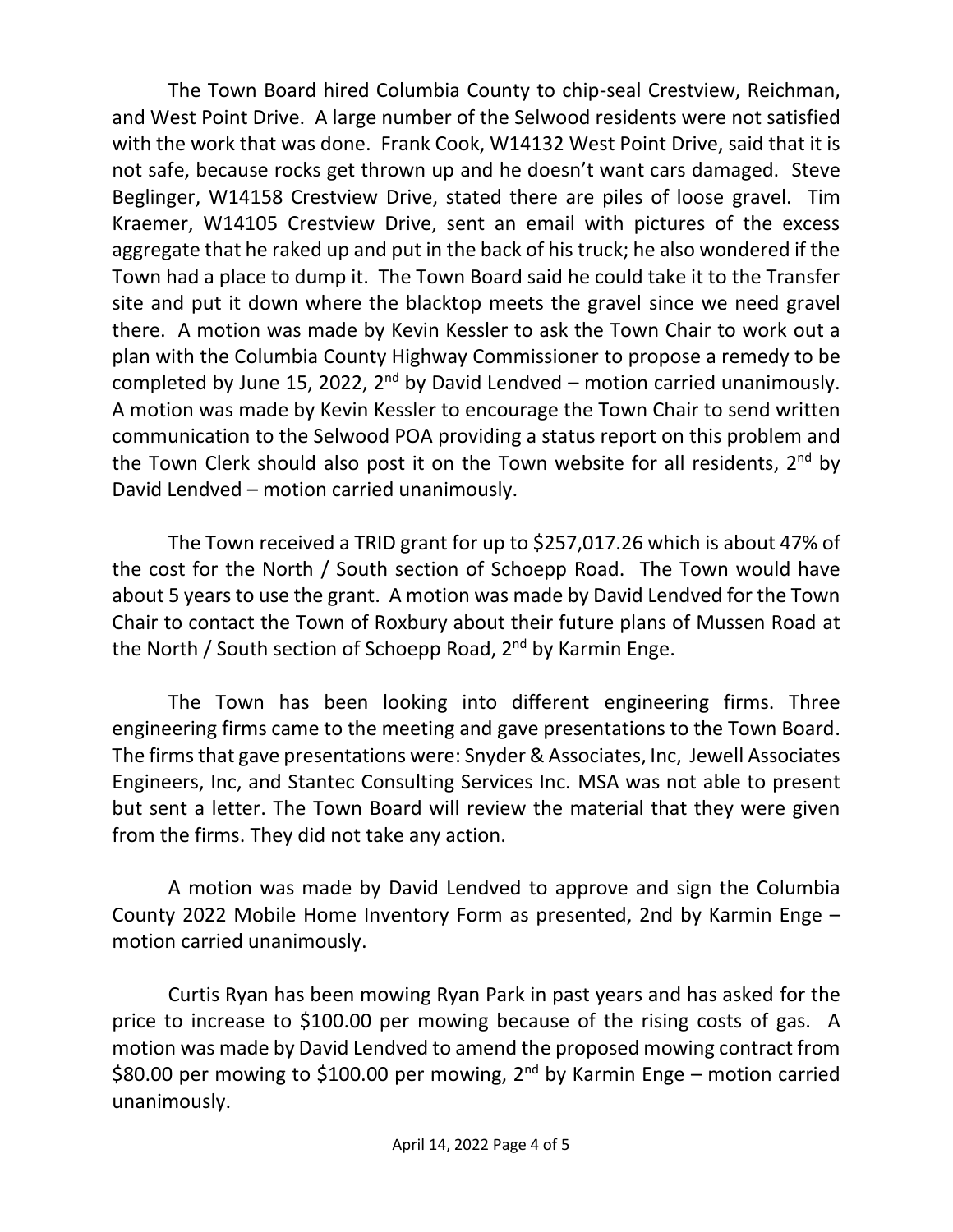The Town Board hired Columbia County to chip-seal Crestview, Reichman, and West Point Drive. A large number of the Selwood residents were not satisfied with the work that was done. Frank Cook, W14132 West Point Drive, said that it is not safe, because rocks get thrown up and he doesn't want cars damaged. Steve Beglinger, W14158 Crestview Drive, stated there are piles of loose gravel. Tim Kraemer, W14105 Crestview Drive, sent an email with pictures of the excess aggregate that he raked up and put in the back of his truck; he also wondered if the Town had a place to dump it. The Town Board said he could take it to the Transfer site and put it down where the blacktop meets the gravel since we need gravel there. A motion was made by Kevin Kessler to ask the Town Chair to work out a plan with the Columbia County Highway Commissioner to propose a remedy to be completed by June 15, 2022, 2nd by David Lendved – motion carried unanimously. A motion was made by Kevin Kessler to encourage the Town Chair to send written communication to the Selwood POA providing a status report on this problem and the Town Clerk should also post it on the Town website for all residents, 2nd by David Lendved – motion carried unanimously.

The Town received a TRID grant for up to $257,017.26 which is about 47% of the cost for the North / South section of Schoepp Road. The Town would have about 5 years to use the grant. A motion was made by David Lendved for the Town Chair to contact the Town of Roxbury about their future plans of Mussen Road at the North / South section of Schoepp Road, 2nd by Karmin Enge.

The Town has been looking into different engineering firms. Three engineering firms came to the meeting and gave presentations to the Town Board. The firms that gave presentations were: Snyder & Associates, Inc, Jewell Associates Engineers, Inc, and Stantec Consulting Services Inc. MSA was not able to present but sent a letter. The Town Board will review the material that they were given from the firms. They did not take any action.

A motion was made by David Lendved to approve and sign the Columbia County 2022 Mobile Home Inventory Form as presented, 2nd by Karmin Enge – motion carried unanimously.

Curtis Ryan has been mowing Ryan Park in past years and has asked for the price to increase to $100.00 per mowing because of the rising costs of gas. A motion was made by David Lendved to amend the proposed mowing contract from $80.00 per mowing to $100.00 per mowing, 2nd by Karmin Enge – motion carried unanimously.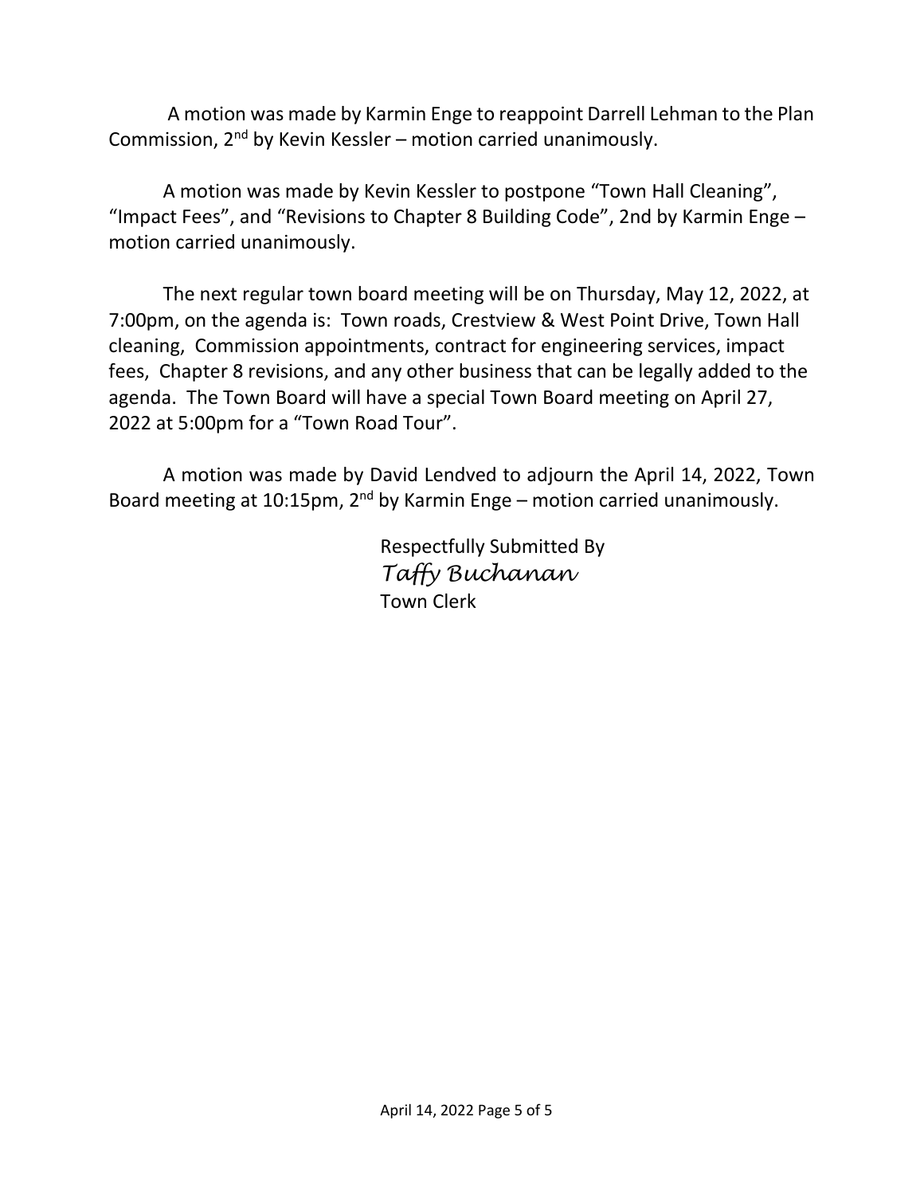A motion was made by Karmin Enge to reappoint Darrell Lehman to the Plan Commission, 2nd by Kevin Kessler – motion carried unanimously.

A motion was made by Kevin Kessler to postpone "Town Hall Cleaning", "Impact Fees", and "Revisions to Chapter 8 Building Code", 2nd by Karmin Enge – motion carried unanimously.

The next regular town board meeting will be on Thursday, May 12, 2022, at 7:00pm, on the agenda is: Town roads, Crestview & West Point Drive, Town Hall cleaning, Commission appointments, contract for engineering services, impact fees, Chapter 8 revisions, and any other business that can be legally added to the agenda. The Town Board will have a special Town Board meeting on April 27, 2022 at 5:00pm for a "Town Road Tour".

A motion was made by David Lendved to adjourn the April 14, 2022, Town Board meeting at 10:15pm, 2nd by Karmin Enge – motion carried unanimously.

Respectfully Submitted By
*Taffy Buchanan*
Town Clerk